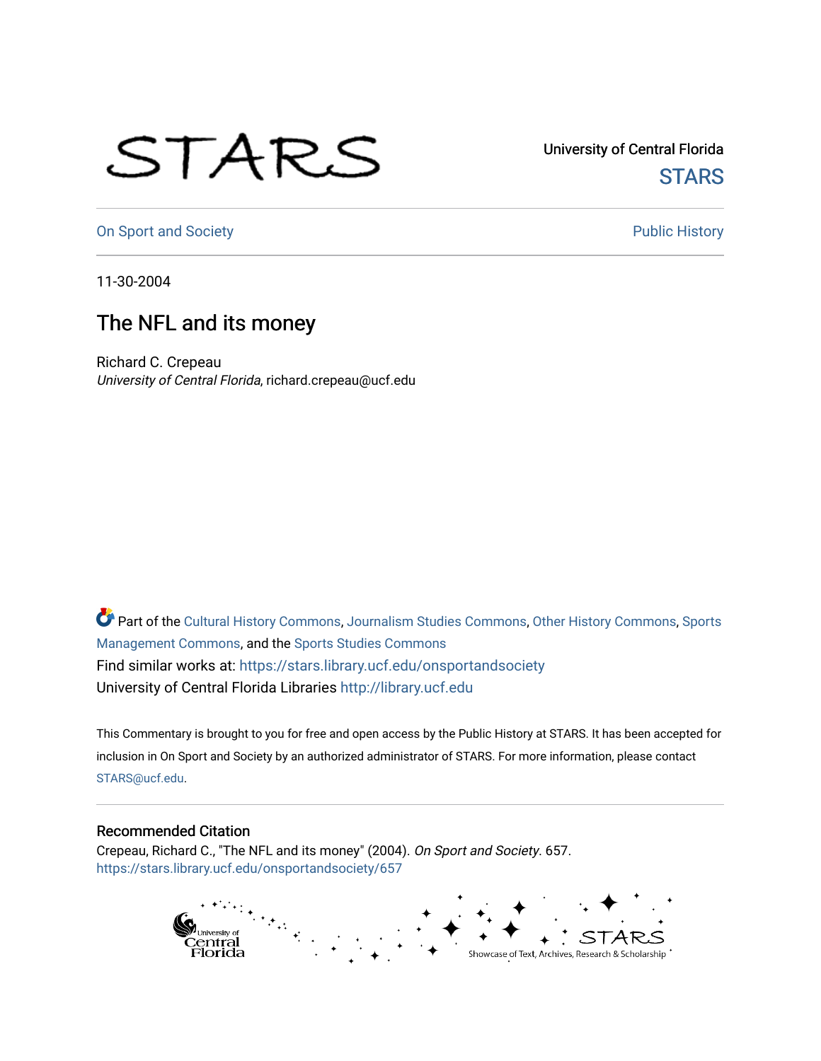University of Central Florida

STARS

On Sport and Society

Public History

11-30-2004

# The NFL and its money

Richard C. Crepeau
*University of Central Florida*, richard.crepeau@ucf.edu

Part of the Cultural History Commons, Journalism Studies Commons, Other History Commons, Sports Management Commons, and the Sports Studies Commons

Find similar works at: https://stars.library.ucf.edu/onsportandsociety

University of Central Florida Libraries http://library.ucf.edu

This Commentary is brought to you for free and open access by the Public History at STARS. It has been accepted for inclusion in On Sport and Society by an authorized administrator of STARS. For more information, please contact STARS@ucf.edu.

## Recommended Citation

Crepeau, Richard C., "The NFL and its money" (2004). *On Sport and Society*. 657.
https://stars.library.ucf.edu/onsportandsociety/657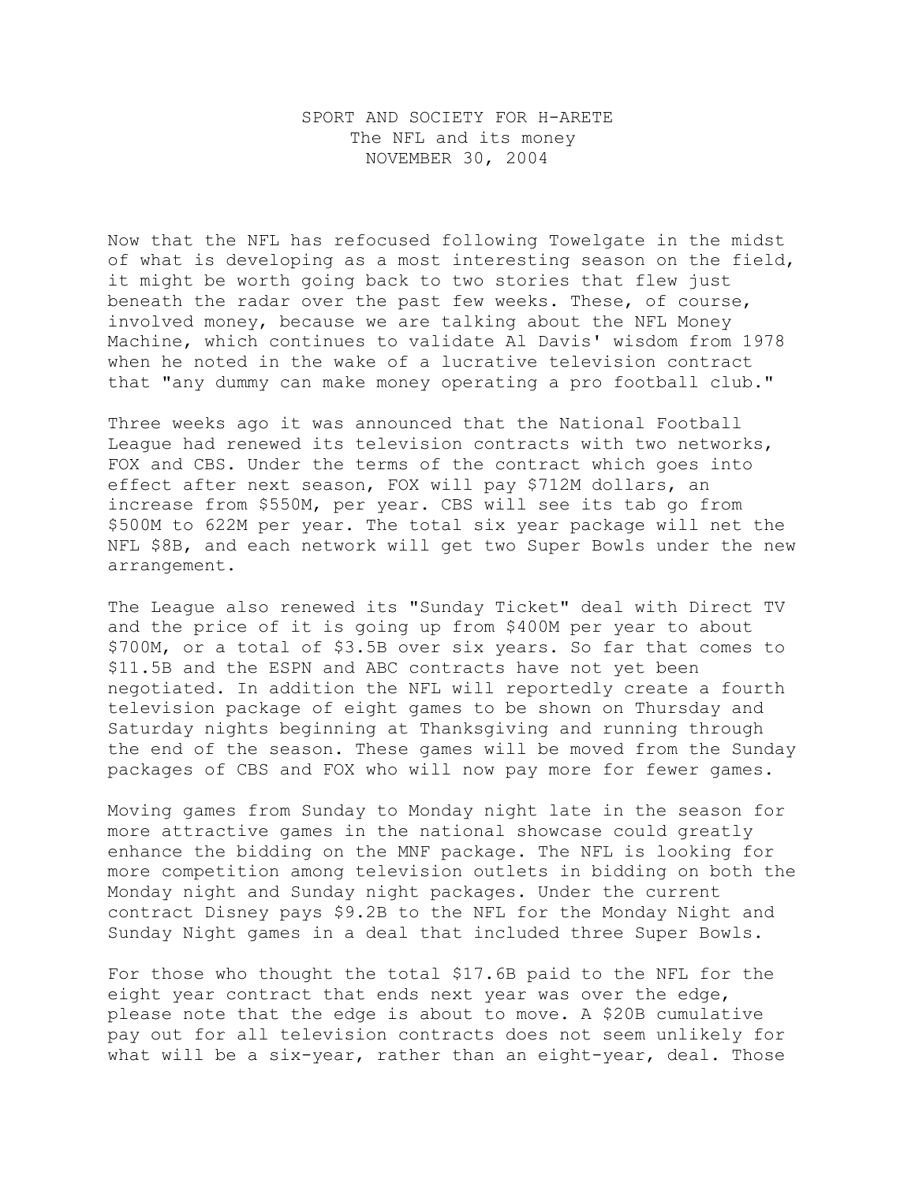SPORT AND SOCIETY FOR H-ARETE
The NFL and its money
NOVEMBER 30, 2004

Now that the NFL has refocused following Towelgate in the midst of what is developing as a most interesting season on the field, it might be worth going back to two stories that flew just beneath the radar over the past few weeks. These, of course, involved money, because we are talking about the NFL Money Machine, which continues to validate Al Davis' wisdom from 1978 when he noted in the wake of a lucrative television contract that "any dummy can make money operating a pro football club."

Three weeks ago it was announced that the National Football League had renewed its television contracts with two networks, FOX and CBS. Under the terms of the contract which goes into effect after next season, FOX will pay $712M dollars, an increase from $550M, per year. CBS will see its tab go from $500M to 622M per year. The total six year package will net the NFL $8B, and each network will get two Super Bowls under the new arrangement.

The League also renewed its "Sunday Ticket" deal with Direct TV and the price of it is going up from $400M per year to about $700M, or a total of $3.5B over six years. So far that comes to $11.5B and the ESPN and ABC contracts have not yet been negotiated. In addition the NFL will reportedly create a fourth television package of eight games to be shown on Thursday and Saturday nights beginning at Thanksgiving and running through the end of the season. These games will be moved from the Sunday packages of CBS and FOX who will now pay more for fewer games.

Moving games from Sunday to Monday night late in the season for more attractive games in the national showcase could greatly enhance the bidding on the MNF package. The NFL is looking for more competition among television outlets in bidding on both the Monday night and Sunday night packages. Under the current contract Disney pays $9.2B to the NFL for the Monday Night and Sunday Night games in a deal that included three Super Bowls.

For those who thought the total $17.6B paid to the NFL for the eight year contract that ends next year was over the edge, please note that the edge is about to move. A $20B cumulative pay out for all television contracts does not seem unlikely for what will be a six-year, rather than an eight-year, deal. Those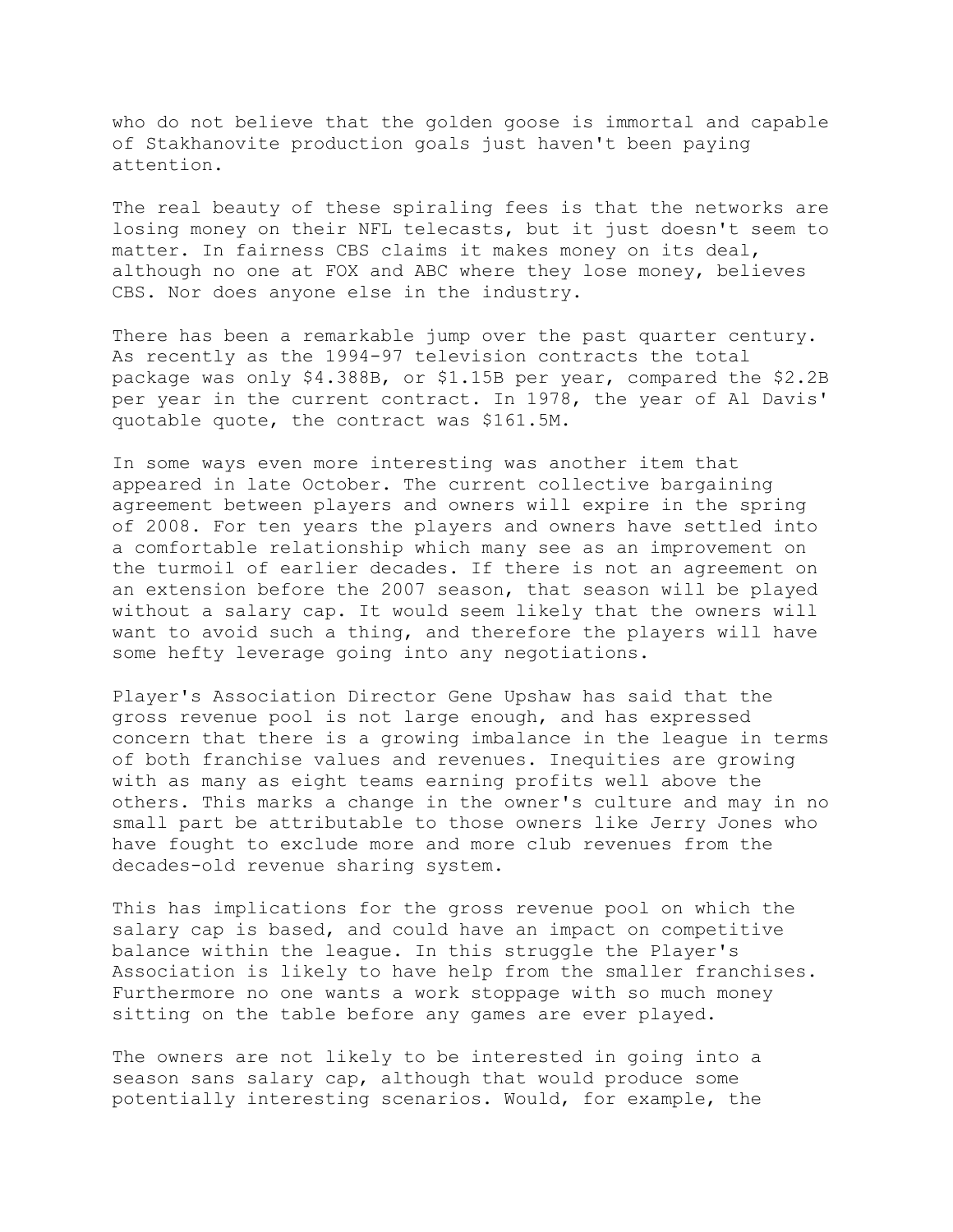who do not believe that the golden goose is immortal and capable of Stakhanovite production goals just haven't been paying attention.

The real beauty of these spiraling fees is that the networks are losing money on their NFL telecasts, but it just doesn't seem to matter. In fairness CBS claims it makes money on its deal, although no one at FOX and ABC where they lose money, believes CBS. Nor does anyone else in the industry.

There has been a remarkable jump over the past quarter century. As recently as the 1994-97 television contracts the total package was only $4.388B, or $1.15B per year, compared the $2.2B per year in the current contract. In 1978, the year of Al Davis' quotable quote, the contract was $161.5M.

In some ways even more interesting was another item that appeared in late October. The current collective bargaining agreement between players and owners will expire in the spring of 2008. For ten years the players and owners have settled into a comfortable relationship which many see as an improvement on the turmoil of earlier decades. If there is not an agreement on an extension before the 2007 season, that season will be played without a salary cap. It would seem likely that the owners will want to avoid such a thing, and therefore the players will have some hefty leverage going into any negotiations.

Player's Association Director Gene Upshaw has said that the gross revenue pool is not large enough, and has expressed concern that there is a growing imbalance in the league in terms of both franchise values and revenues. Inequities are growing with as many as eight teams earning profits well above the others. This marks a change in the owner's culture and may in no small part be attributable to those owners like Jerry Jones who have fought to exclude more and more club revenues from the decades-old revenue sharing system.

This has implications for the gross revenue pool on which the salary cap is based, and could have an impact on competitive balance within the league. In this struggle the Player's Association is likely to have help from the smaller franchises. Furthermore no one wants a work stoppage with so much money sitting on the table before any games are ever played.

The owners are not likely to be interested in going into a season sans salary cap, although that would produce some potentially interesting scenarios. Would, for example, the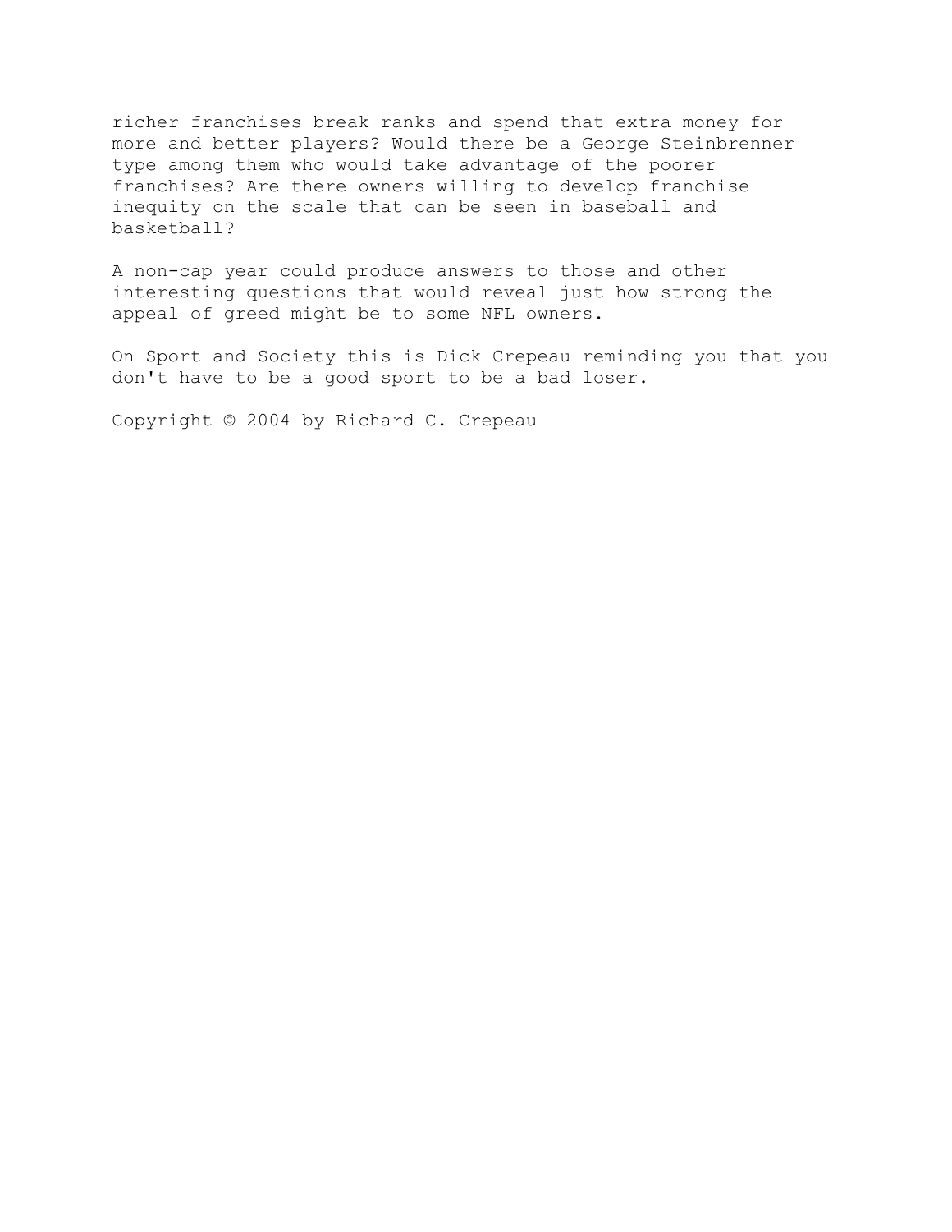richer franchises break ranks and spend that extra money for more and better players? Would there be a George Steinbrenner type among them who would take advantage of the poorer franchises? Are there owners willing to develop franchise inequity on the scale that can be seen in baseball and basketball?

A non-cap year could produce answers to those and other interesting questions that would reveal just how strong the appeal of greed might be to some NFL owners.

On Sport and Society this is Dick Crepeau reminding you that you don't have to be a good sport to be a bad loser.

Copyright © 2004 by Richard C. Crepeau